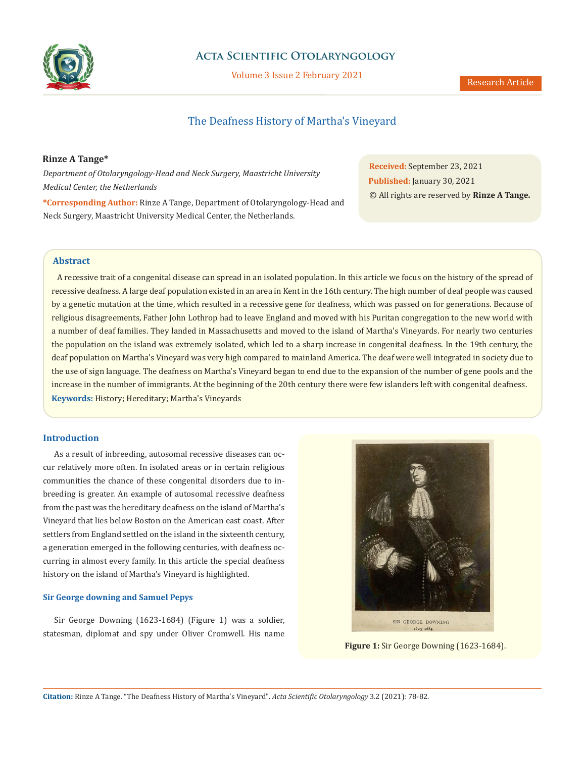# The Deafness History of Martha's Vineyard

**Rinze A Tange***

*Department of Otolaryngology-Head and Neck Surgery, Maastricht University Medical Center, the Netherlands*

***Corresponding Author:** Rinze A Tange, Department of Otolaryngology-Head and Neck Surgery, Maastricht University Medical Center, the Netherlands.

**Received:** September 23, 2021
**Published:** January 30, 2021
© All rights are reserved by **Rinze A Tange.**

## Abstract

A recessive trait of a congenital disease can spread in an isolated population. In this article we focus on the history of the spread of recessive deafness. A large deaf population existed in an area in Kent in the 16th century. The high number of deaf people was caused by a genetic mutation at the time, which resulted in a recessive gene for deafness, which was passed on for generations. Because of religious disagreements, Father John Lothrop had to leave England and moved with his Puritan congregation to the new world with a number of deaf families. They landed in Massachusetts and moved to the island of Martha's Vineyards. For nearly two centuries the population on the island was extremely isolated, which led to a sharp increase in congenital deafness. In the 19th century, the deaf population on Martha's Vineyard was very high compared to mainland America. The deaf were well integrated in society due to the use of sign language. The deafness on Martha's Vineyard began to end due to the expansion of the number of gene pools and the increase in the number of immigrants. At the beginning of the 20th century there were few islanders left with congenital deafness.

**Keywords:** History; Hereditary; Martha's Vineyards

## Introduction

As a result of inbreeding, autosomal recessive diseases can occur relatively more often. In isolated areas or in certain religious communities the chance of these congenital disorders due to inbreeding is greater. An example of autosomal recessive deafness from the past was the hereditary deafness on the island of Martha's Vineyard that lies below Boston on the American east coast. After settlers from England settled on the island in the sixteenth century, a generation emerged in the following centuries, with deafness occurring in almost every family. In this article the special deafness history on the island of Martha's Vineyard is highlighted.

### Sir George downing and Samuel Pepys

Sir George Downing (1623-1684) (Figure 1) was a soldier, statesman, diplomat and spy under Oliver Cromwell. His name

**Figure 1:** Sir George Downing (1623-1684).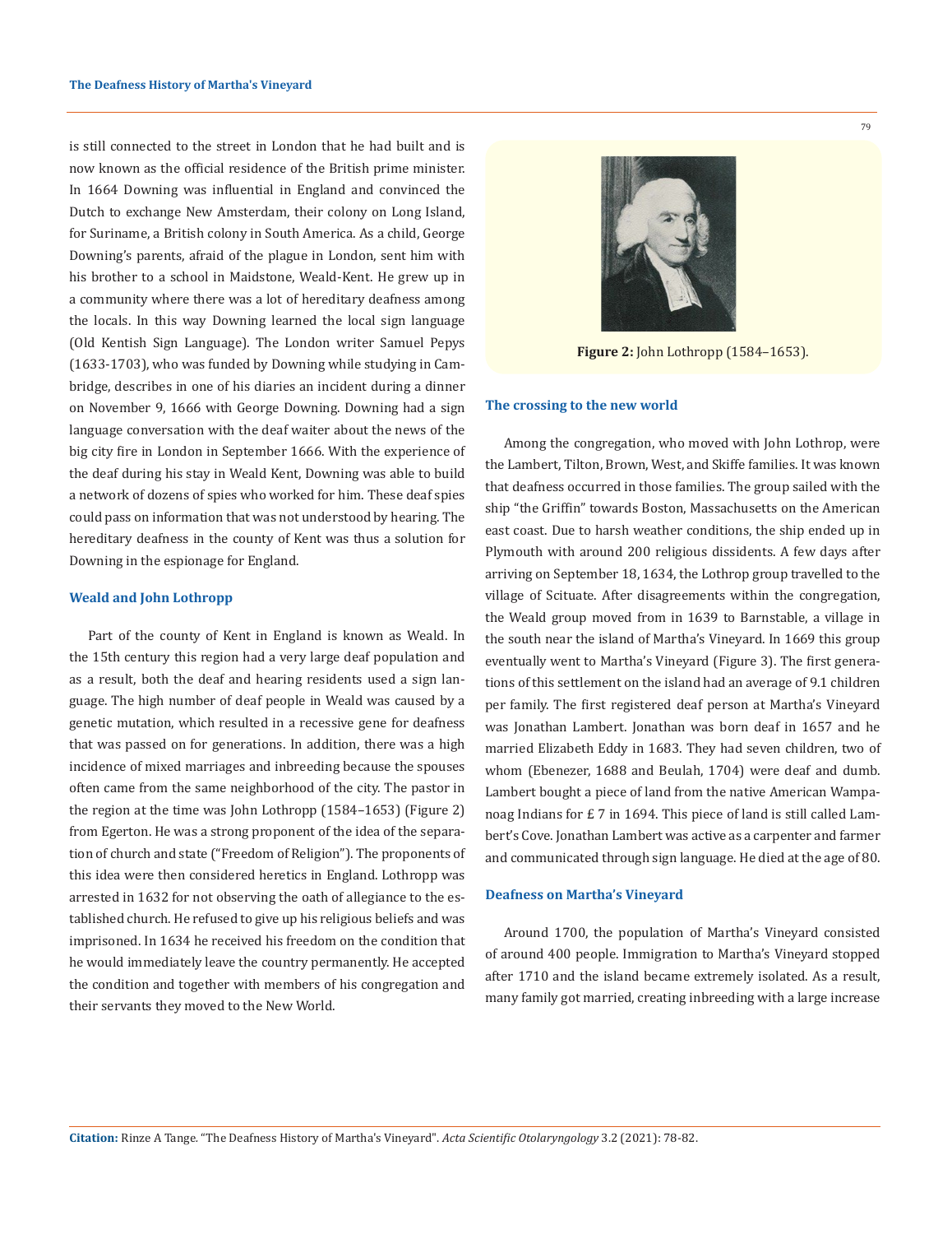is still connected to the street in London that he had built and is now known as the official residence of the British prime minister. In 1664 Downing was influential in England and convinced the Dutch to exchange New Amsterdam, their colony on Long Island, for Suriname, a British colony in South America. As a child, George Downing's parents, afraid of the plague in London, sent him with his brother to a school in Maidstone, Weald-Kent. He grew up in a community where there was a lot of hereditary deafness among the locals. In this way Downing learned the local sign language (Old Kentish Sign Language). The London writer Samuel Pepys (1633-1703), who was funded by Downing while studying in Cambridge, describes in one of his diaries an incident during a dinner on November 9, 1666 with George Downing. Downing had a sign language conversation with the deaf waiter about the news of the big city fire in London in September 1666. With the experience of the deaf during his stay in Weald Kent, Downing was able to build a network of dozens of spies who worked for him. These deaf spies could pass on information that was not understood by hearing. The hereditary deafness in the county of Kent was thus a solution for Downing in the espionage for England.

## Weald and John Lothropp

Part of the county of Kent in England is known as Weald. In the 15th century this region had a very large deaf population and as a result, both the deaf and hearing residents used a sign language. The high number of deaf people in Weald was caused by a genetic mutation, which resulted in a recessive gene for deafness that was passed on for generations. In addition, there was a high incidence of mixed marriages and inbreeding because the spouses often came from the same neighborhood of the city. The pastor in the region at the time was John Lothropp (1584–1653) (Figure 2) from Egerton. He was a strong proponent of the idea of the separation of church and state ("Freedom of Religion"). The proponents of this idea were then considered heretics in England. Lothropp was arrested in 1632 for not observing the oath of allegiance to the established church. He refused to give up his religious beliefs and was imprisoned. In 1634 he received his freedom on the condition that he would immediately leave the country permanently. He accepted the condition and together with members of his congregation and their servants they moved to the New World.

**Figure 2:** John Lothropp (1584–1653).

## The crossing to the new world

Among the congregation, who moved with John Lothrop, were the Lambert, Tilton, Brown, West, and Skiffe families. It was known that deafness occurred in those families. The group sailed with the ship "the Griffin" towards Boston, Massachusetts on the American east coast. Due to harsh weather conditions, the ship ended up in Plymouth with around 200 religious dissidents. A few days after arriving on September 18, 1634, the Lothrop group travelled to the village of Scituate. After disagreements within the congregation, the Weald group moved from in 1639 to Barnstable, a village in the south near the island of Martha's Vineyard. In 1669 this group eventually went to Martha's Vineyard (Figure 3). The first generations of this settlement on the island had an average of 9.1 children per family. The first registered deaf person at Martha's Vineyard was Jonathan Lambert. Jonathan was born deaf in 1657 and he married Elizabeth Eddy in 1683. They had seven children, two of whom (Ebenezer, 1688 and Beulah, 1704) were deaf and dumb. Lambert bought a piece of land from the native American Wampanoag Indians for £ 7 in 1694. This piece of land is still called Lambert's Cove. Jonathan Lambert was active as a carpenter and farmer and communicated through sign language. He died at the age of 80.

## Deafness on Martha's Vineyard

Around 1700, the population of Martha's Vineyard consisted of around 400 people. Immigration to Martha's Vineyard stopped after 1710 and the island became extremely isolated. As a result, many family got married, creating inbreeding with a large increase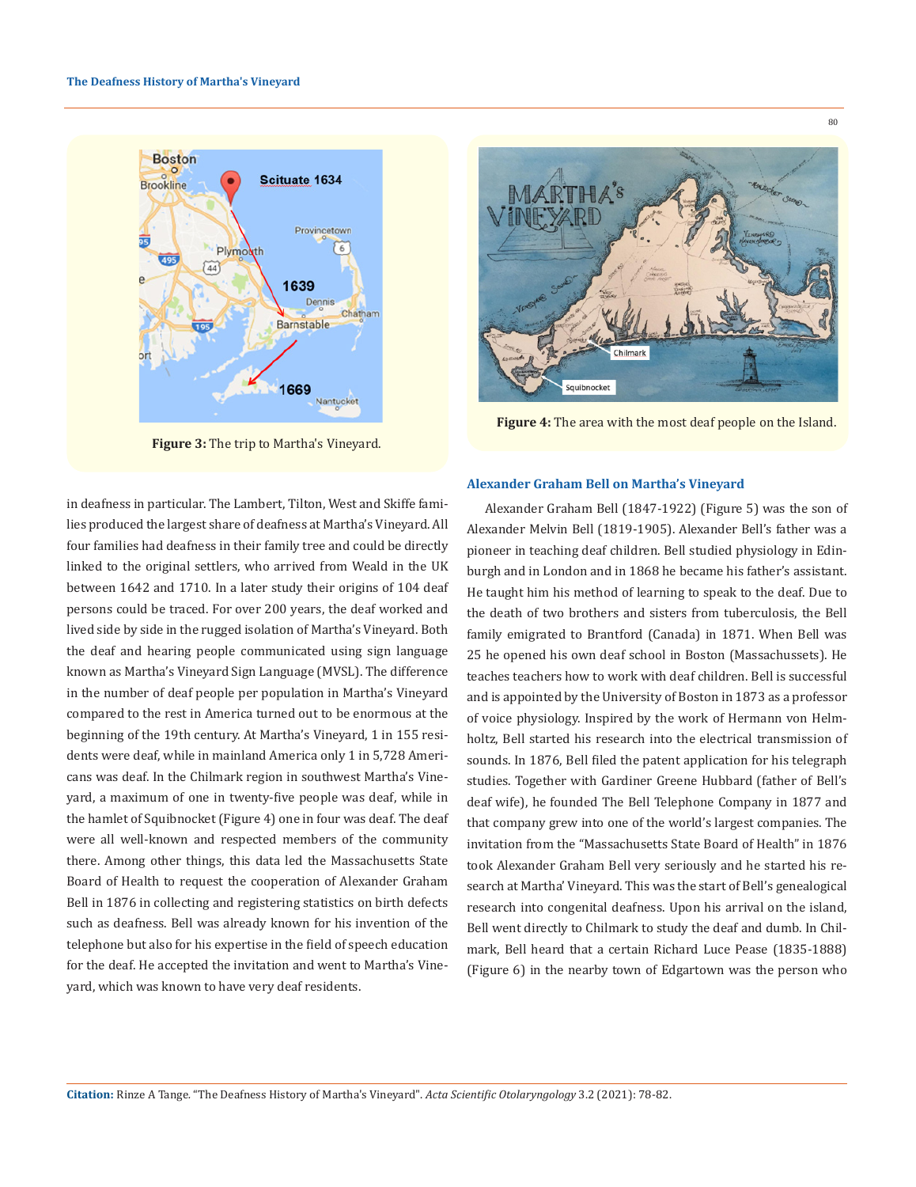Figure 3: The trip to Martha's Vineyard.

Figure 4: The area with the most deaf people on the Island.

in deafness in particular. The Lambert, Tilton, West and Skiffe families produced the largest share of deafness at Martha's Vineyard. All four families had deafness in their family tree and could be directly linked to the original settlers, who arrived from Weald in the UK between 1642 and 1710. In a later study their origins of 104 deaf persons could be traced. For over 200 years, the deaf worked and lived side by side in the rugged isolation of Martha's Vineyard. Both the deaf and hearing people communicated using sign language known as Martha's Vineyard Sign Language (MVSL). The difference in the number of deaf people per population in Martha's Vineyard compared to the rest in America turned out to be enormous at the beginning of the 19th century. At Martha's Vineyard, 1 in 155 residents were deaf, while in mainland America only 1 in 5,728 Americans was deaf. In the Chilmark region in southwest Martha's Vineyard, a maximum of one in twenty-five people was deaf, while in the hamlet of Squibnocket (Figure 4) one in four was deaf. The deaf were all well-known and respected members of the community there. Among other things, this data led the Massachusetts State Board of Health to request the cooperation of Alexander Graham Bell in 1876 in collecting and registering statistics on birth defects such as deafness. Bell was already known for his invention of the telephone but also for his expertise in the field of speech education for the deaf. He accepted the invitation and went to Martha's Vineyard, which was known to have very deaf residents.

## Alexander Graham Bell on Martha's Vineyard

Alexander Graham Bell (1847-1922) (Figure 5) was the son of Alexander Melvin Bell (1819-1905). Alexander Bell's father was a pioneer in teaching deaf children. Bell studied physiology in Edinburgh and in London and in 1868 he became his father's assistant. He taught him his method of learning to speak to the deaf. Due to the death of two brothers and sisters from tuberculosis, the Bell family emigrated to Brantford (Canada) in 1871. When Bell was 25 he opened his own deaf school in Boston (Massachussets). He teaches teachers how to work with deaf children. Bell is successful and is appointed by the University of Boston in 1873 as a professor of voice physiology. Inspired by the work of Hermann von Helmholtz, Bell started his research into the electrical transmission of sounds. In 1876, Bell filed the patent application for his telegraph studies. Together with Gardiner Greene Hubbard (father of Bell's deaf wife), he founded The Bell Telephone Company in 1877 and that company grew into one of the world's largest companies. The invitation from the "Massachusetts State Board of Health" in 1876 took Alexander Graham Bell very seriously and he started his research at Martha' Vineyard. This was the start of Bell's genealogical research into congenital deafness. Upon his arrival on the island, Bell went directly to Chilmark to study the deaf and dumb. In Chilmark, Bell heard that a certain Richard Luce Pease (1835-1888) (Figure 6) in the nearby town of Edgartown was the person who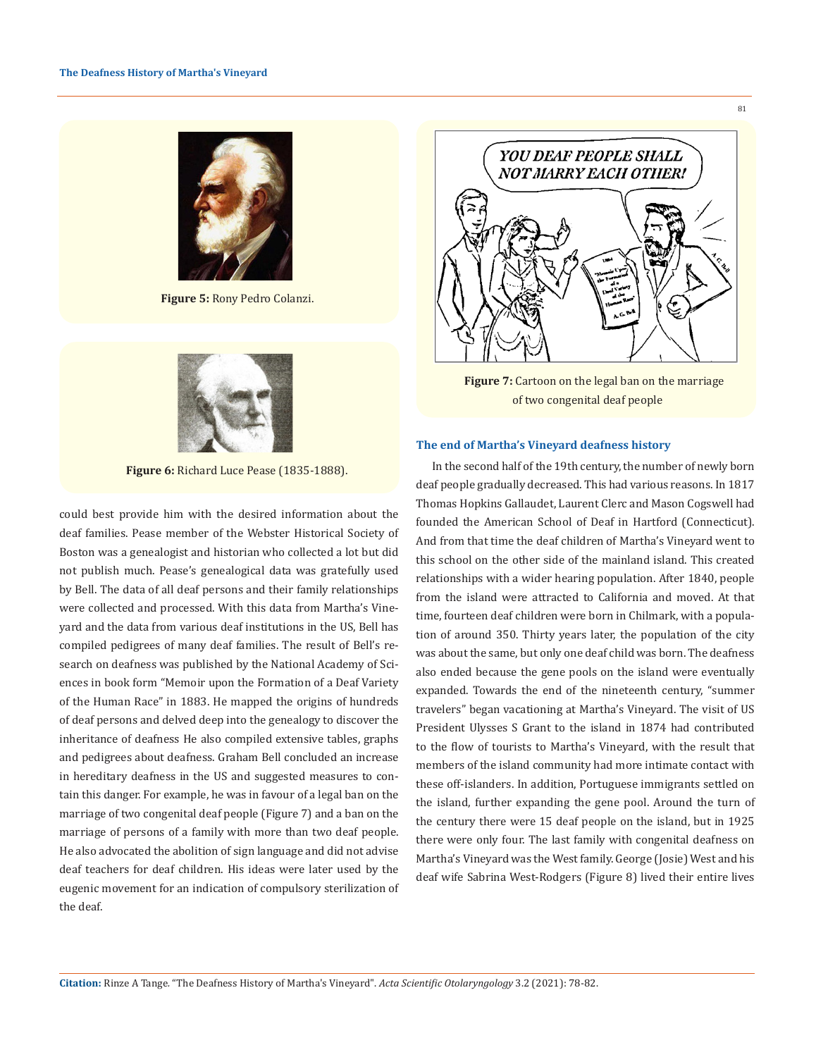Figure 5: Rony Pedro Colanzi.

Figure 6: Richard Luce Pease (1835-1888).

could best provide him with the desired information about the deaf families. Pease member of the Webster Historical Society of Boston was a genealogist and historian who collected a lot but did not publish much. Pease's genealogical data was gratefully used by Bell. The data of all deaf persons and their family relationships were collected and processed. With this data from Martha's Vineyard and the data from various deaf institutions in the US, Bell has compiled pedigrees of many deaf families. The result of Bell's research on deafness was published by the National Academy of Sciences in book form "Memoir upon the Formation of a Deaf Variety of the Human Race" in 1883. He mapped the origins of hundreds of deaf persons and delved deep into the genealogy to discover the inheritance of deafness He also compiled extensive tables, graphs and pedigrees about deafness. Graham Bell concluded an increase in hereditary deafness in the US and suggested measures to contain this danger. For example, he was in favour of a legal ban on the marriage of two congenital deaf people (Figure 7) and a ban on the marriage of persons of a family with more than two deaf people. He also advocated the abolition of sign language and did not advise deaf teachers for deaf children. His ideas were later used by the eugenic movement for an indication of compulsory sterilization of the deaf.

Figure 7: Cartoon on the legal ban on the marriage of two congenital deaf people

## The end of Martha's Vineyard deafness history

In the second half of the 19th century, the number of newly born deaf people gradually decreased. This had various reasons. In 1817 Thomas Hopkins Gallaudet, Laurent Clerc and Mason Cogswell had founded the American School of Deaf in Hartford (Connecticut). And from that time the deaf children of Martha's Vineyard went to this school on the other side of the mainland island. This created relationships with a wider hearing population. After 1840, people from the island were attracted to California and moved. At that time, fourteen deaf children were born in Chilmark, with a population of around 350. Thirty years later, the population of the city was about the same, but only one deaf child was born. The deafness also ended because the gene pools on the island were eventually expanded. Towards the end of the nineteenth century, "summer travelers" began vacationing at Martha's Vineyard. The visit of US President Ulysses S Grant to the island in 1874 had contributed to the flow of tourists to Martha's Vineyard, with the result that members of the island community had more intimate contact with these off-islanders. In addition, Portuguese immigrants settled on the island, further expanding the gene pool. Around the turn of the century there were 15 deaf people on the island, but in 1925 there were only four. The last family with congenital deafness on Martha's Vineyard was the West family. George (Josie) West and his deaf wife Sabrina West-Rodgers (Figure 8) lived their entire lives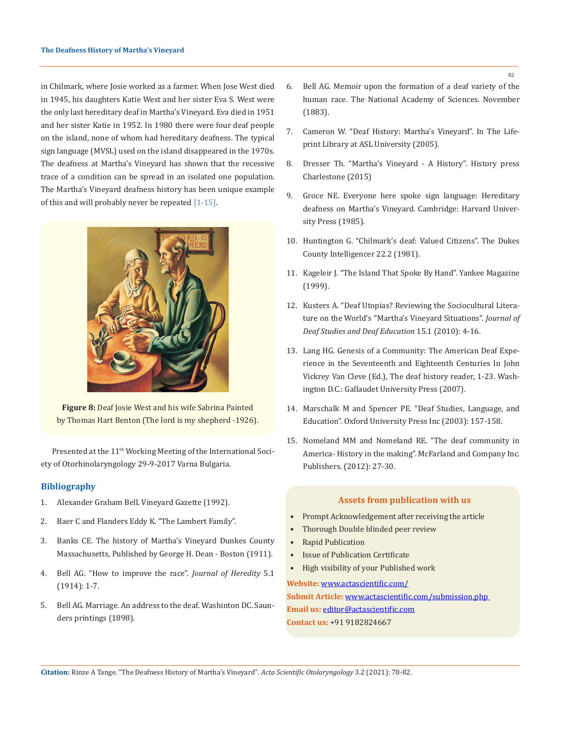in Chilmark, where Josie worked as a farmer. When Jose West died in 1945, his daughters Katie West and her sister Eva S. West were the only last hereditary deaf in Martha's Vineyard. Eva died in 1951 and her sister Katie in 1952. In 1980 there were four deaf people on the island, none of whom had hereditary deafness. The typical sign language (MVSL) used on the island disappeared in the 1970s. The deafness at Martha's Vineyard has shown that the recessive trace of a condition can be spread in an isolated one population. The Martha's Vineyard deafness history has been unique example of this and will probably never be repeated [1-15].

**Figure 8:** Deaf Josie West and his wife Sabrina Painted by Thomas Hart Benton (The lord is my shepherd -1926).

Presented at the 11th Working Meeting of the International Society of Otorhinolaryngology 29-9-2017 Varna Bulgaria.

## Bibliography

1. Alexander Graham Bell. Vineyard Gazette (1992).
2. Baer C and Flanders Eddy K. "The Lambert Family".
3. Banks CE. The history of Martha's Vineyard Dunkes County Massachusetts, Published by George H. Dean - Boston (1911).
4. Bell AG. "How to improve the race". *Journal of Heredity* 5.1 (1914): 1-7.
5. Bell AG. Marriage. An address to the deaf. Washinton DC. Saunders printings (1898).
6. Bell AG. Memoir upon the formation of a deaf variety of the human race. The National Academy of Sciences. November (1883).
7. Cameron W. "Deaf History: Martha's Vineyard". In The Lifeprint Library at ASL University (2005).
8. Dresser Th. "Martha's Vineyard - A History". History press Charlestone (2015)
9. Groce NE. Everyone here spoke sign language: Hereditary deafness on Martha's Vineyard. Cambridge: Harvard University Press (1985).
10. Huntington G. "Chilmark's deaf: Valued Citizens". The Dukes County Intelligencer 22.2 (1981).
11. Kageleir J. "The Island That Spoke By Hand". Yankee Magazine (1999).
12. Kusters A. "Deaf Utopias? Reviewing the Sociocultural Literature on the World's "Martha's Vineyard Situations". *Journal of Deaf Studies and Deaf Education* 15.1 (2010): 4-16.
13. Lang HG. Genesis of a Community: The American Deaf Experience in the Seventeenth and Eighteenth Centuries In John Vickrey Van Cleve (Ed.), The deaf history reader, 1-23. Washington D.C.: Gallaudet University Press (2007).
14. Marschalk M and Spencer PE. "Deaf Studies, Language, and Education". Oxford University Press Inc (2003): 157-158.
15. Nomeland MM and Nomeland RE. "The deaf community in America- History in the making". McFarland and Company Inc. Publishers. (2012): 27-30.

### Assets from publication with us

- Prompt Acknowledgement after receiving the article
- Thorough Double blinded peer review
- Rapid Publication
- Issue of Publication Certificate
- High visibility of your Published work

**Website:** www.actascientific.com/
**Submit Article:** www.actascientific.com/submission.php
**Email us:** editor@actascientific.com
**Contact us:** +91 9182824667